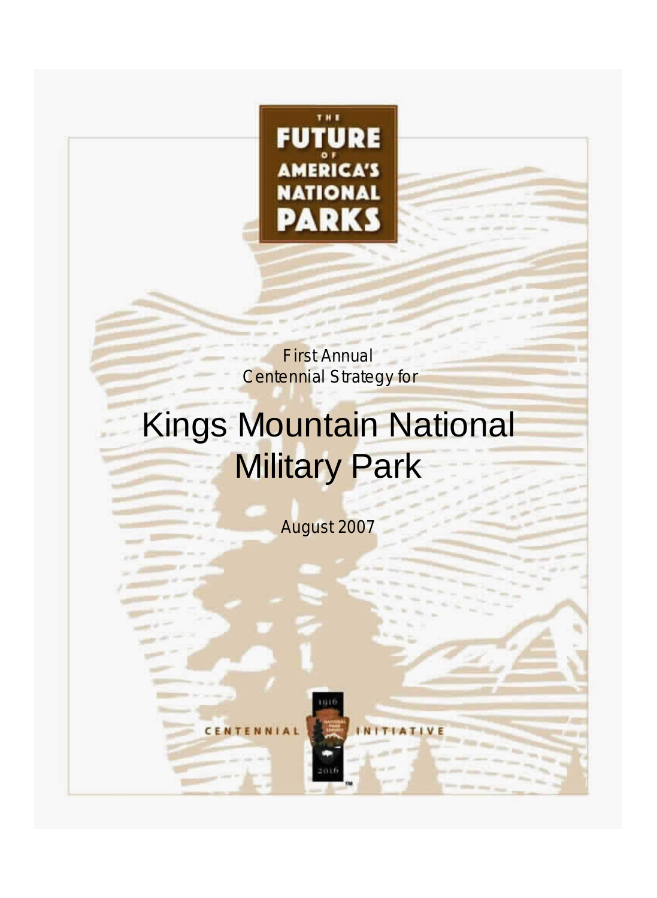THE FUTURE OF AMERICA'S NATIONAL PARKS

First Annual
Centennial Strategy for

# Kings Mountain National Military Park

August 2007

CENTENNIAL INITIATIVE

1916 NATIONAL PARK SERVICE 2016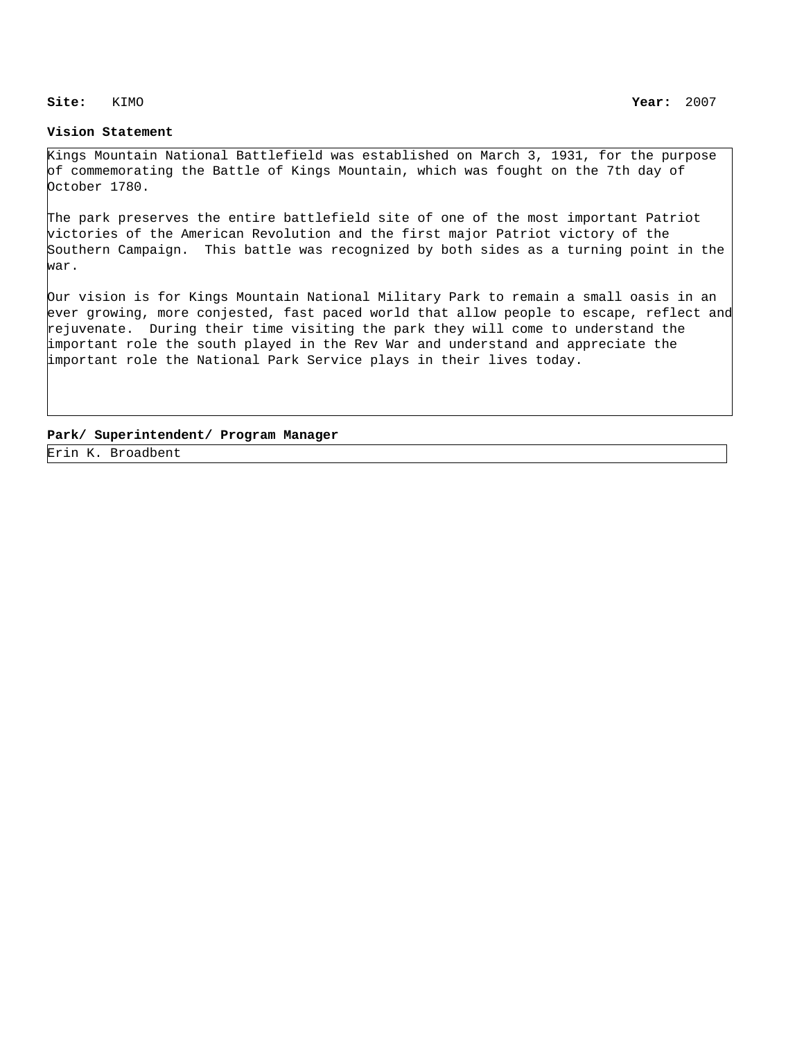**Site:** KIMO **Year:** 2007

**Vision Statement**

Kings Mountain National Battlefield was established on March 3, 1931, for the purpose of commemorating the Battle of Kings Mountain, which was fought on the 7th day of October 1780.

The park preserves the entire battlefield site of one of the most important Patriot victories of the American Revolution and the first major Patriot victory of the Southern Campaign. This battle was recognized by both sides as a turning point in the war.

Our vision is for Kings Mountain National Military Park to remain a small oasis in an ever growing, more conjested, fast paced world that allow people to escape, reflect and rejuvenate. During their time visiting the park they will come to understand the important role the south played in the Rev War and understand and appreciate the important role the National Park Service plays in their lives today.

**Park/ Superintendent/ Program Manager**

Erin K. Broadbent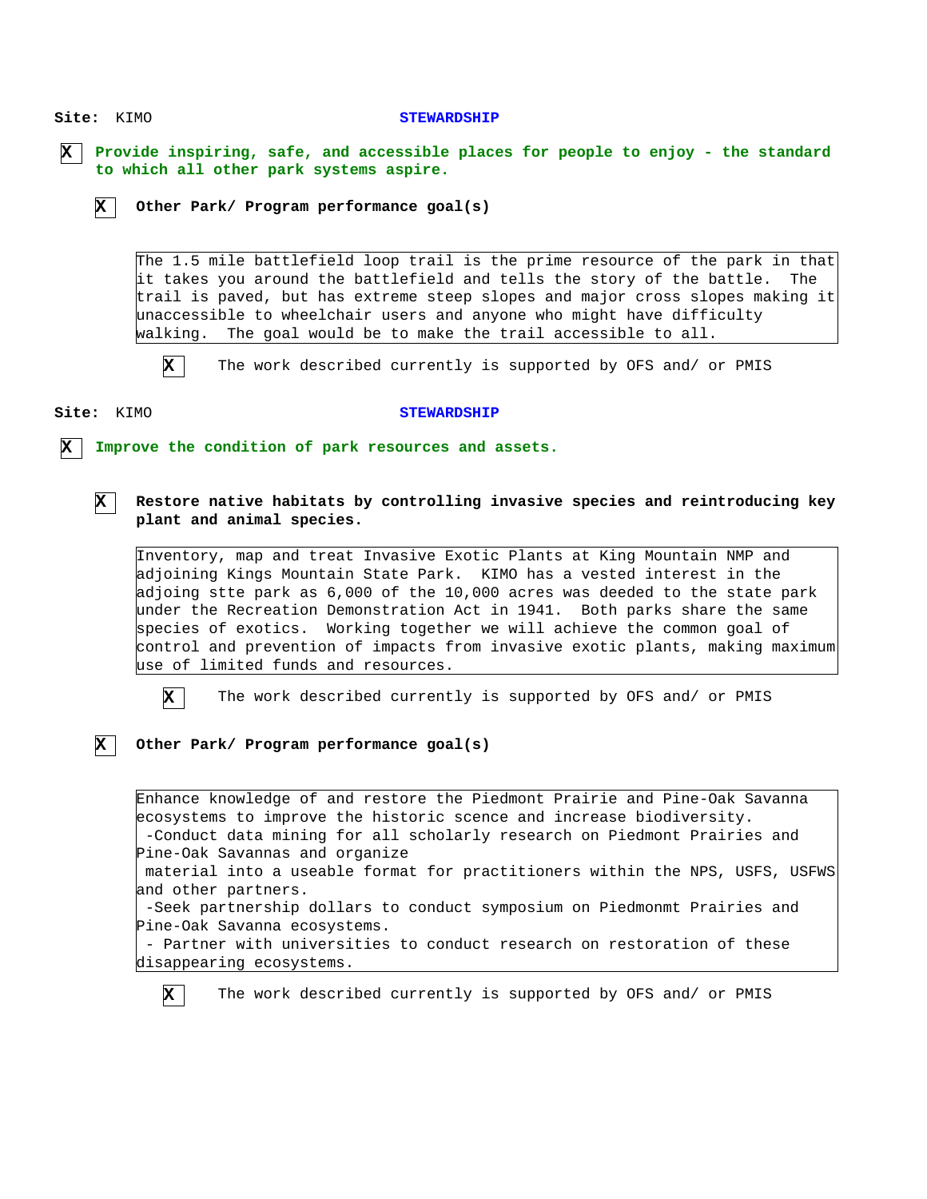**Site:** KIMO **STEWARDSHIP**

- [X] **Provide inspiring, safe, and accessible places for people to enjoy - the standard to which all other park systems aspire.**

  - [X] **Other Park/ Program performance goal(s)**

    The 1.5 mile battlefield loop trail is the prime resource of the park in that it takes you around the battlefield and tells the story of the battle. The trail is paved, but has extreme steep slopes and major cross slopes making it unaccessible to wheelchair users and anyone who might have difficulty walking. The goal would be to make the trail accessible to all.

    - [X] The work described currently is supported by OFS and/ or PMIS

**Site:** KIMO **STEWARDSHIP**

- [X] **Improve the condition of park resources and assets.**

  - [X] **Restore native habitats by controlling invasive species and reintroducing key plant and animal species.**

    Inventory, map and treat Invasive Exotic Plants at King Mountain NMP and adjoining Kings Mountain State Park. KIMO has a vested interest in the adjoing stte park as 6,000 of the 10,000 acres was deeded to the state park under the Recreation Demonstration Act in 1941. Both parks share the same species of exotics. Working together we will achieve the common goal of control and prevention of impacts from invasive exotic plants, making maximum use of limited funds and resources.

    - [X] The work described currently is supported by OFS and/ or PMIS

  - [X] **Other Park/ Program performance goal(s)**

    Enhance knowledge of and restore the Piedmont Prairie and Pine-Oak Savanna ecosystems to improve the historic scence and increase biodiversity.
    -Conduct data mining for all scholarly research on Piedmont Prairies and Pine-Oak Savannas and organize
    material into a useable format for practitioners within the NPS, USFS, USFWS and other partners.
    -Seek partnership dollars to conduct symposium on Piedmonmt Prairies and Pine-Oak Savanna ecosystems.
    - Partner with universities to conduct research on restoration of these disappearing ecosystems.

    - [X] The work described currently is supported by OFS and/ or PMIS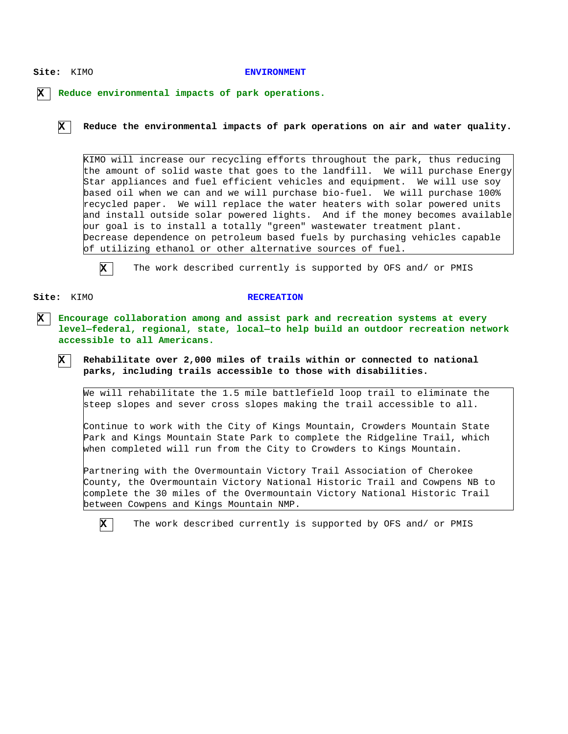**Site:** KIMO

## ENVIRONMENT

- [X] **Reduce environmental impacts of park operations.**

  - [X] **Reduce the environmental impacts of park operations on air and water quality.**

    KIMO will increase our recycling efforts throughout the park, thus reducing the amount of solid waste that goes to the landfill. We will purchase Energy Star appliances and fuel efficient vehicles and equipment. We will use soy based oil when we can and we will purchase bio-fuel. We will purchase 100% recycled paper. We will replace the water heaters with solar powered units and install outside solar powered lights. And if the money becomes available our goal is to install a totally "green" wastewater treatment plant. Decrease dependence on petroleum based fuels by purchasing vehicles capable of utilizing ethanol or other alternative sources of fuel.

    - [X] The work described currently is supported by OFS and/ or PMIS

**Site:** KIMO

## RECREATION

- [X] **Encourage collaboration among and assist park and recreation systems at every level—federal, regional, state, local—to help build an outdoor recreation network accessible to all Americans.**

  - [X] **Rehabilitate over 2,000 miles of trails within or connected to national parks, including trails accessible to those with disabilities.**

    We will rehabilitate the 1.5 mile battlefield loop trail to eliminate the steep slopes and sever cross slopes making the trail accessible to all.

    Continue to work with the City of Kings Mountain, Crowders Mountain State Park and Kings Mountain State Park to complete the Ridgeline Trail, which when completed will run from the City to Crowders to Kings Mountain.

    Partnering with the Overmountain Victory Trail Association of Cherokee County, the Overmountain Victory National Historic Trail and Cowpens NB to complete the 30 miles of the Overmountain Victory National Historic Trail between Cowpens and Kings Mountain NMP.

    - [X] The work described currently is supported by OFS and/ or PMIS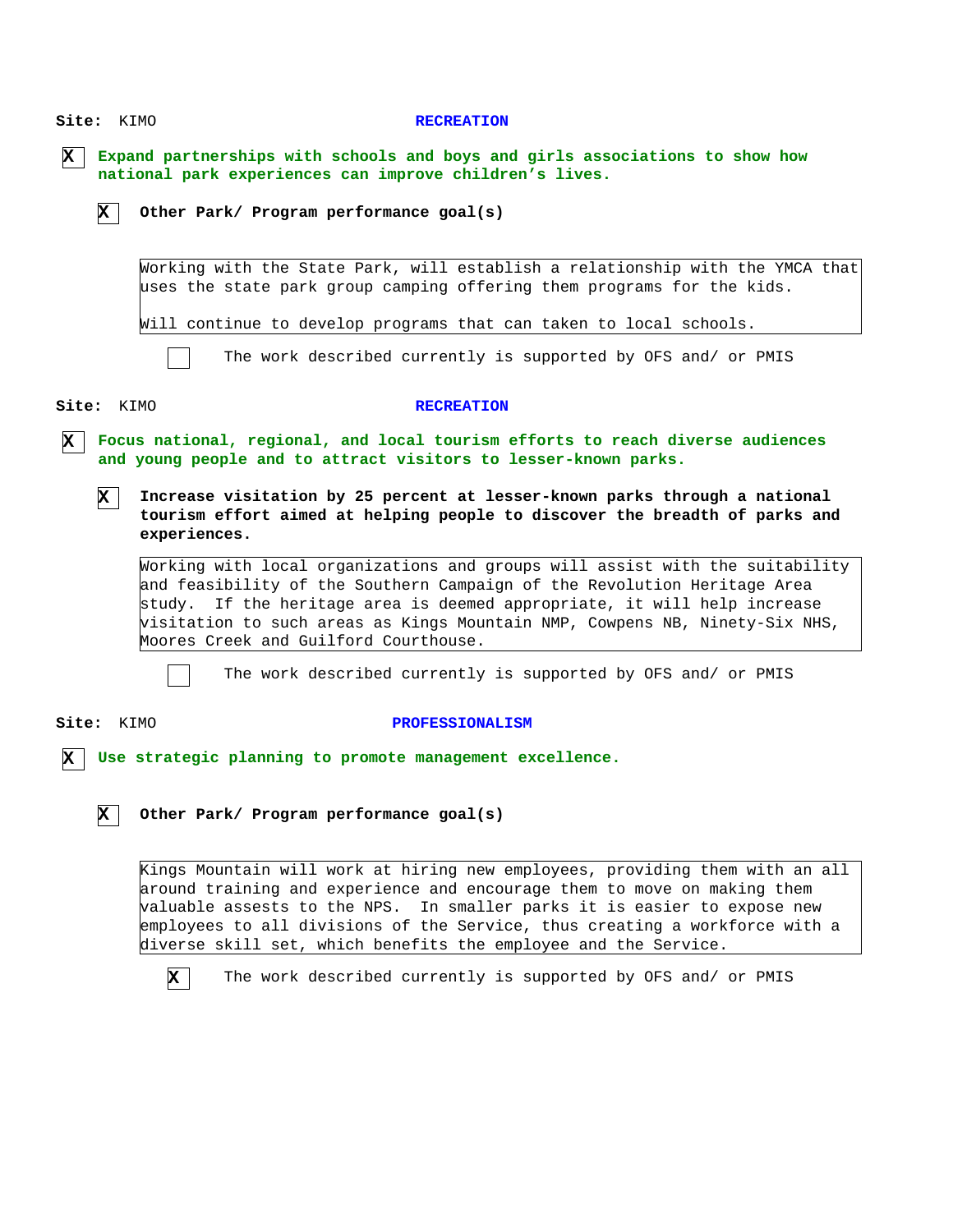**Site:** KIMO **RECREATION**

☒ **Expand partnerships with schools and boys and girls associations to show how national park experiences can improve children's lives.**

☒ **Other Park/ Program performance goal(s)**

> Working with the State Park, will establish a relationship with the YMCA that uses the state park group camping offering them programs for the kids.
>
> Will continue to develop programs that can taken to local schools.

☐ The work described currently is supported by OFS and/ or PMIS

**Site:** KIMO **RECREATION**

☒ **Focus national, regional, and local tourism efforts to reach diverse audiences and young people and to attract visitors to lesser-known parks.**

☒ **Increase visitation by 25 percent at lesser-known parks through a national tourism effort aimed at helping people to discover the breadth of parks and experiences.**

> Working with local organizations and groups will assist with the suitability and feasibility of the Southern Campaign of the Revolution Heritage Area study. If the heritage area is deemed appropriate, it will help increase visitation to such areas as Kings Mountain NMP, Cowpens NB, Ninety-Six NHS, Moores Creek and Guilford Courthouse.

☐ The work described currently is supported by OFS and/ or PMIS

**Site:** KIMO **PROFESSIONALISM**

☒ **Use strategic planning to promote management excellence.**

☒ **Other Park/ Program performance goal(s)**

> Kings Mountain will work at hiring new employees, providing them with an all around training and experience and encourage them to move on making them valuable assests to the NPS. In smaller parks it is easier to expose new employees to all divisions of the Service, thus creating a workforce with a diverse skill set, which benefits the employee and the Service.

☒ The work described currently is supported by OFS and/ or PMIS